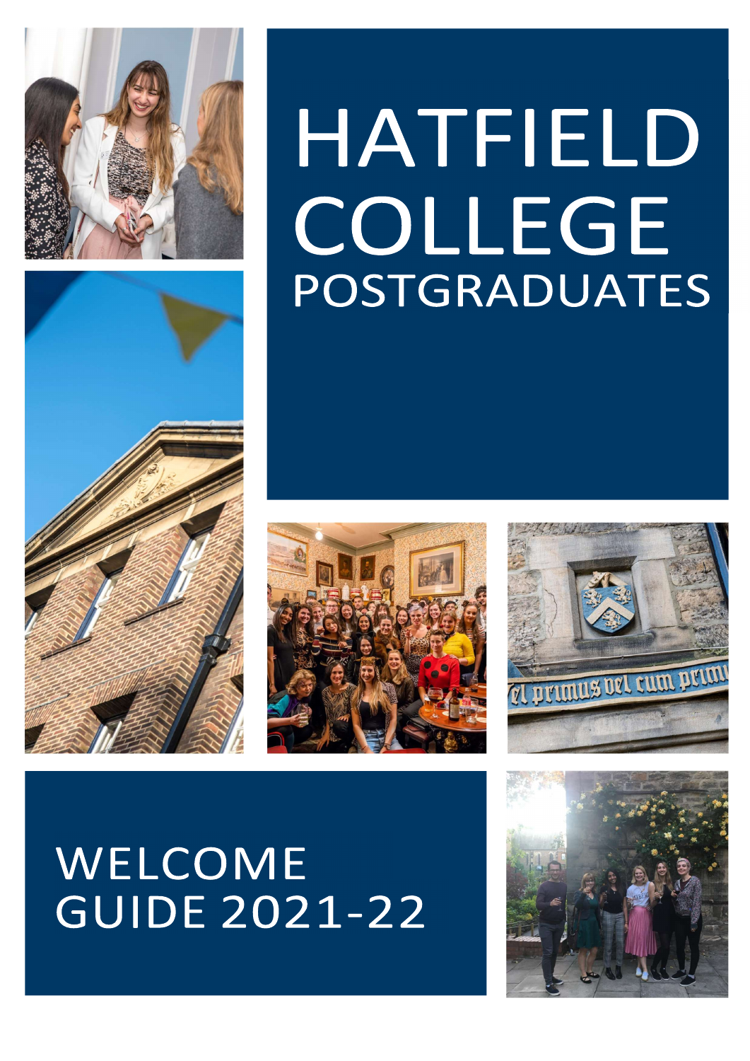# HATFIELD COLLEGE

## POSTGRADUATES

## WELCOME GUIDE 2021-22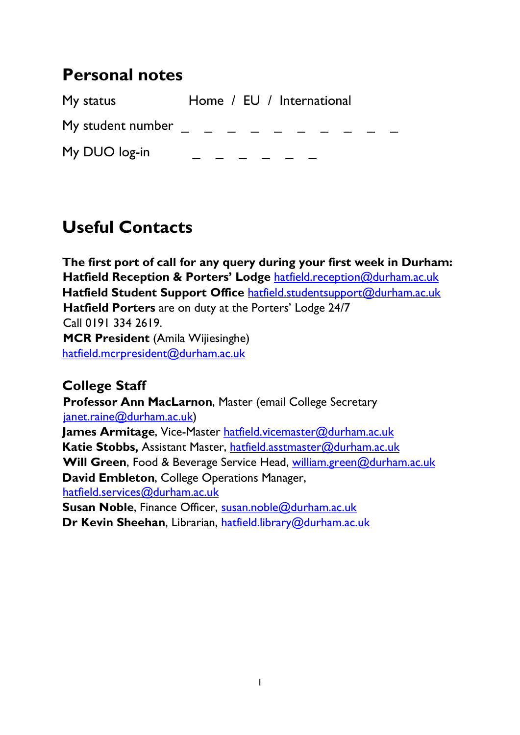## Personal notes

My status Home / EU / International

My student number _ _ _ _ _ _ _ _ _ _

My DUO log-in _ _ _ _ _ _

## Useful Contacts

**The first port of call for any query during your first week in Durham:**
**Hatfield Reception & Porters' Lodge** hatfield.reception@durham.ac.uk
**Hatfield Student Support Office** hatfield.studentsupport@durham.ac.uk
**Hatfield Porters** are on duty at the Porters' Lodge 24/7
Call 0191 334 2619.
**MCR President** (Amila Wijiesinghe)
hatfield.mcrpresident@durham.ac.uk

### College Staff

**Professor Ann MacLarnon**, Master (email College Secretary janet.raine@durham.ac.uk)
**James Armitage**, Vice-Master hatfield.vicemaster@durham.ac.uk
**Katie Stobbs,** Assistant Master, hatfield.asstmaster@durham.ac.uk
**Will Green**, Food & Beverage Service Head, william.green@durham.ac.uk
**David Embleton**, College Operations Manager, hatfield.services@durham.ac.uk
**Susan Noble**, Finance Officer, susan.noble@durham.ac.uk
**Dr Kevin Sheehan**, Librarian, hatfield.library@durham.ac.uk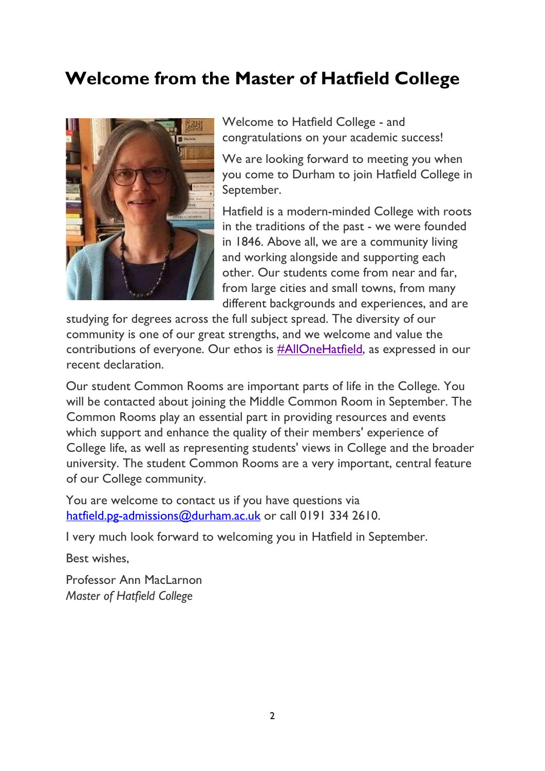# Welcome from the Master of Hatfield College

Welcome to Hatfield College - and congratulations on your academic success!

We are looking forward to meeting you when you come to Durham to join Hatfield College in September.

Hatfield is a modern-minded College with roots in the traditions of the past - we were founded in 1846. Above all, we are a community living and working alongside and supporting each other. Our students come from near and far, from large cities and small towns, from many different backgrounds and experiences, and are studying for degrees across the full subject spread. The diversity of our community is one of our great strengths, and we welcome and value the contributions of everyone. Our ethos is #AllOneHatfield, as expressed in our recent declaration.

Our student Common Rooms are important parts of life in the College. You will be contacted about joining the Middle Common Room in September. The Common Rooms play an essential part in providing resources and events which support and enhance the quality of their members' experience of College life, as well as representing students' views in College and the broader university. The student Common Rooms are a very important, central feature of our College community.

You are welcome to contact us if you have questions via hatfield.pg-admissions@durham.ac.uk or call 0191 334 2610.

I very much look forward to welcoming you in Hatfield in September.

Best wishes,

Professor Ann MacLarnon
*Master of Hatfield College*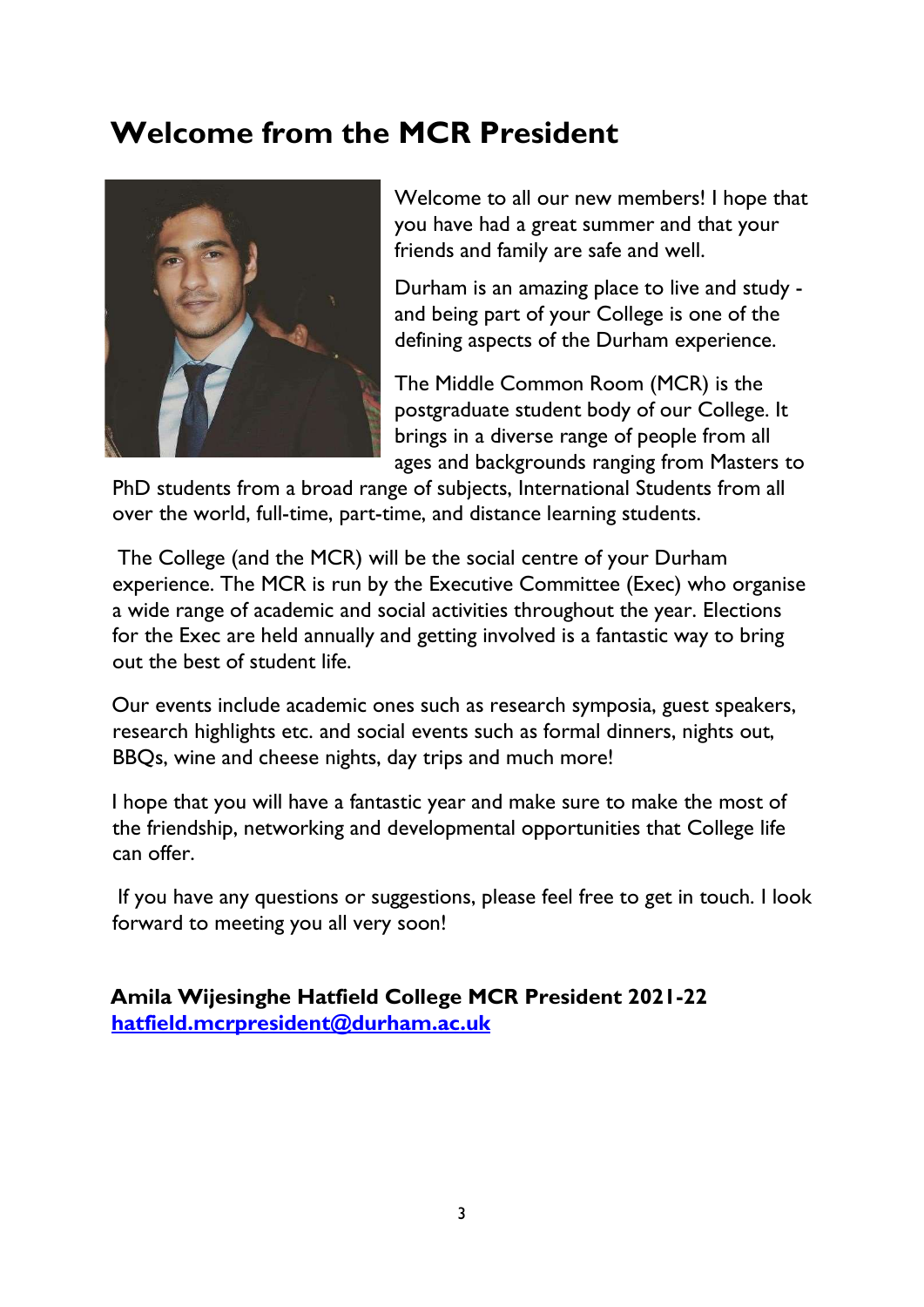# Welcome from the MCR President

Welcome to all our new members! I hope that you have had a great summer and that your friends and family are safe and well.

Durham is an amazing place to live and study - and being part of your College is one of the defining aspects of the Durham experience.

The Middle Common Room (MCR) is the postgraduate student body of our College. It brings in a diverse range of people from all ages and backgrounds ranging from Masters to PhD students from a broad range of subjects, International Students from all over the world, full-time, part-time, and distance learning students.

The College (and the MCR) will be the social centre of your Durham experience. The MCR is run by the Executive Committee (Exec) who organise a wide range of academic and social activities throughout the year. Elections for the Exec are held annually and getting involved is a fantastic way to bring out the best of student life.

Our events include academic ones such as research symposia, guest speakers, research highlights etc. and social events such as formal dinners, nights out, BBQs, wine and cheese nights, day trips and much more!

I hope that you will have a fantastic year and make sure to make the most of the friendship, networking and developmental opportunities that College life can offer.

If you have any questions or suggestions, please feel free to get in touch. I look forward to meeting you all very soon!

**Amila Wijesinghe Hatfield College MCR President 2021-22**
**[hatfield.mcrpresident@durham.ac.uk](mailto:hatfield.mcrpresident@durham.ac.uk)**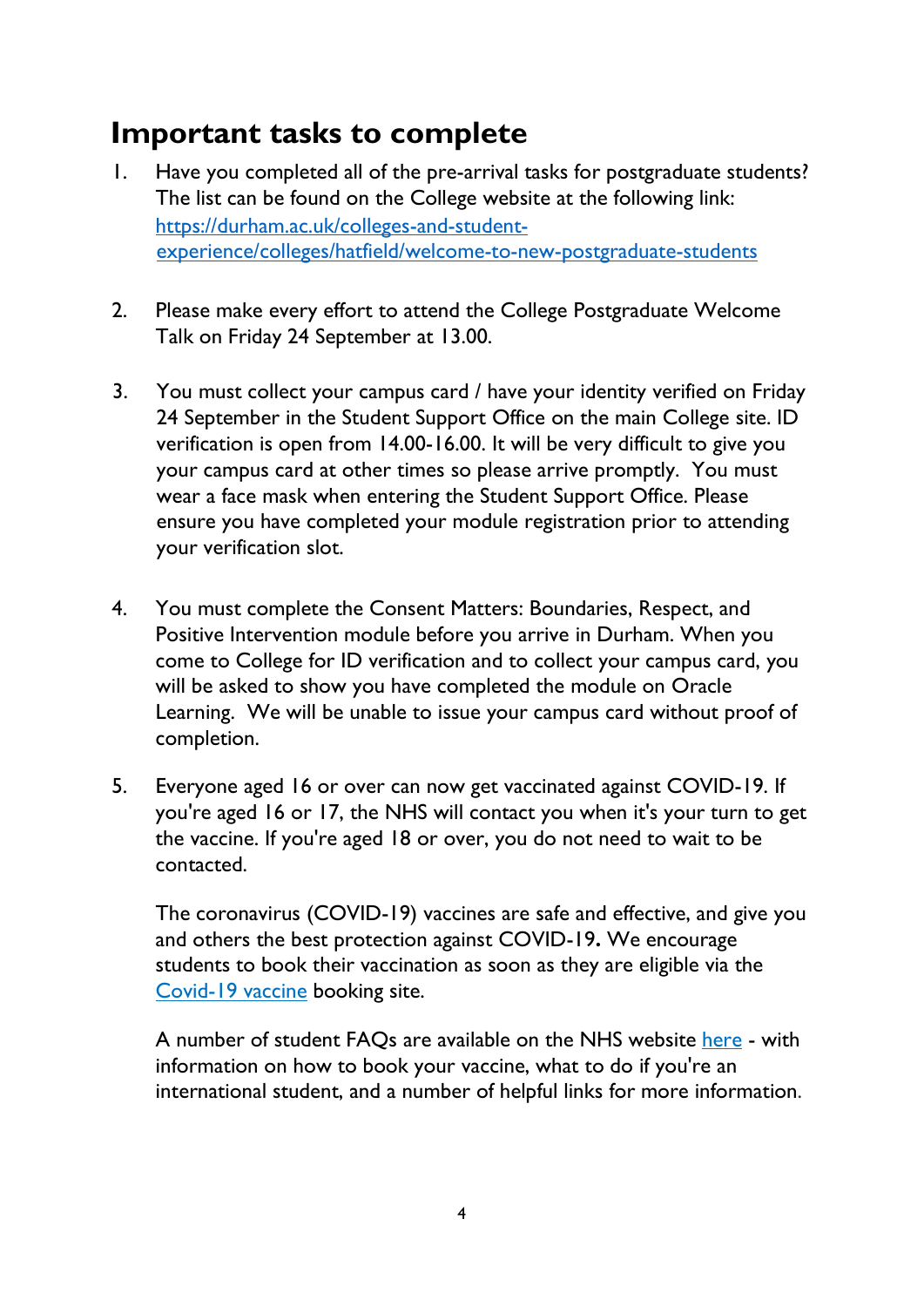## Important tasks to complete

1. Have you completed all of the pre-arrival tasks for postgraduate students? The list can be found on the College website at the following link: [https://durham.ac.uk/colleges-and-student-experience/colleges/hatfield/welcome-to-new-postgraduate-students](https://durham.ac.uk/colleges-and-student-experience/colleges/hatfield/welcome-to-new-postgraduate-students)

2. Please make every effort to attend the College Postgraduate Welcome Talk on Friday 24 September at 13.00.

3. You must collect your campus card / have your identity verified on Friday 24 September in the Student Support Office on the main College site. ID verification is open from 14.00-16.00. It will be very difficult to give you your campus card at other times so please arrive promptly. You must wear a face mask when entering the Student Support Office. Please ensure you have completed your module registration prior to attending your verification slot.

4. You must complete the Consent Matters: Boundaries, Respect, and Positive Intervention module before you arrive in Durham. When you come to College for ID verification and to collect your campus card, you will be asked to show you have completed the module on Oracle Learning. We will be unable to issue your campus card without proof of completion.

5. Everyone aged 16 or over can now get vaccinated against COVID-19. If you're aged 16 or 17, the NHS will contact you when it's your turn to get the vaccine. If you're aged 18 or over, you do not need to wait to be contacted.

   The coronavirus (COVID-19) vaccines are safe and effective, and give you and others the best protection against COVID-19. We encourage students to book their vaccination as soon as they are eligible via the Covid-19 vaccine booking site.

   A number of student FAQs are available on the NHS website here - with information on how to book your vaccine, what to do if you're an international student, and a number of helpful links for more information.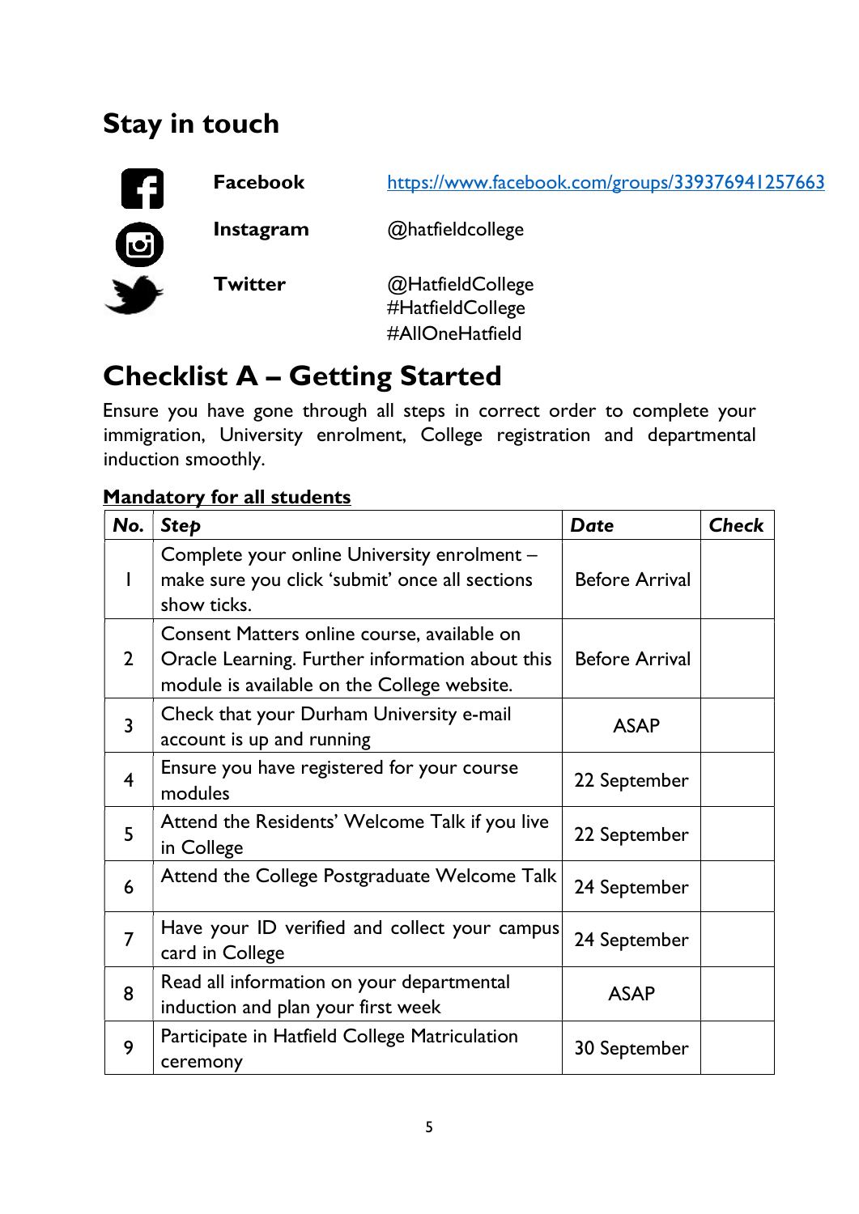## Stay in touch

| | | |
|---|---|---|
| **Facebook** | https://www.facebook.com/groups/339376941257663 |
| **Instagram** | @hatfieldcollege |
| **Twitter** | @HatfieldCollege<br>#HatfieldCollege<br>#AllOneHatfield |

## Checklist A – Getting Started

Ensure you have gone through all steps in correct order to complete your immigration, University enrolment, College registration and departmental induction smoothly.

**Mandatory for all students**

| No. | *Step* | *Date* | *Check* |
|---|---|---|---|
| 1 | Complete your online University enrolment – make sure you click 'submit' once all sections show ticks. | Before Arrival | |
| 2 | Consent Matters online course, available on Oracle Learning. Further information about this module is available on the College website. | Before Arrival | |
| 3 | Check that your Durham University e-mail account is up and running | ASAP | |
| 4 | Ensure you have registered for your course modules | 22 September | |
| 5 | Attend the Residents' Welcome Talk if you live in College | 22 September | |
| 6 | Attend the College Postgraduate Welcome Talk | 24 September | |
| 7 | Have your ID verified and collect your campus card in College | 24 September | |
| 8 | Read all information on your departmental induction and plan your first week | ASAP | |
| 9 | Participate in Hatfield College Matriculation ceremony | 30 September | |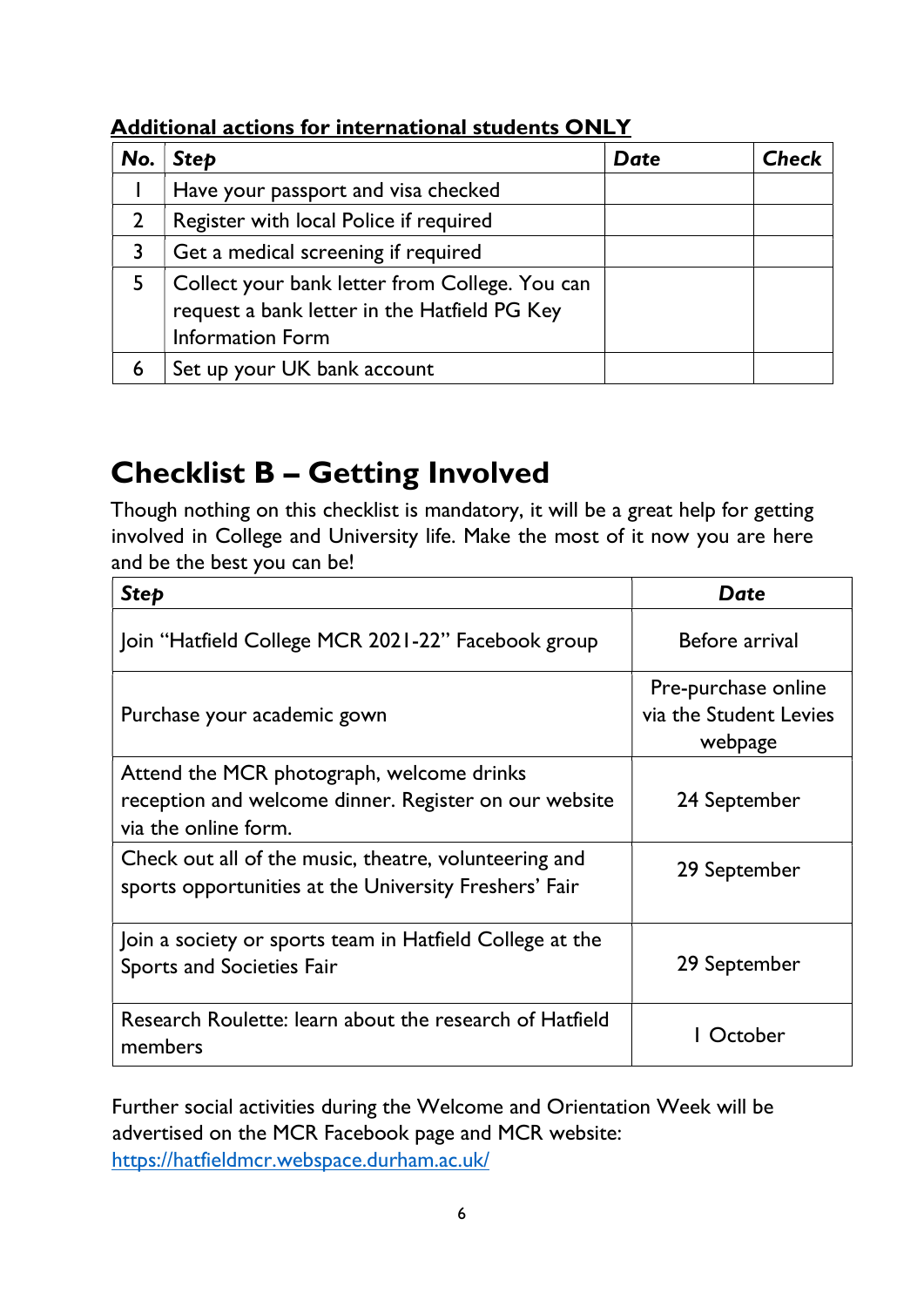**Additional actions for international students ONLY**

| *No.* | *Step* | *Date* | *Check* |
|---|---|---|---|
| 1 | Have your passport and visa checked | | |
| 2 | Register with local Police if required | | |
| 3 | Get a medical screening if required | | |
| 5 | Collect your bank letter from College. You can request a bank letter in the Hatfield PG Key Information Form | | |
| 6 | Set up your UK bank account | | |

# Checklist B – Getting Involved

Though nothing on this checklist is mandatory, it will be a great help for getting involved in College and University life. Make the most of it now you are here and be the best you can be!

| *Step* | *Date* |
|---|---|
| Join "Hatfield College MCR 2021-22" Facebook group | Before arrival |
| Purchase your academic gown | Pre-purchase online via the Student Levies webpage |
| Attend the MCR photograph, welcome drinks reception and welcome dinner. Register on our website via the online form. | 24 September |
| Check out all of the music, theatre, volunteering and sports opportunities at the University Freshers' Fair | 29 September |
| Join a society or sports team in Hatfield College at the Sports and Societies Fair | 29 September |
| Research Roulette: learn about the research of Hatfield members | 1 October |

Further social activities during the Welcome and Orientation Week will be advertised on the MCR Facebook page and MCR website: [https://hatfieldmcr.webspace.durham.ac.uk/](https://hatfieldmcr.webspace.durham.ac.uk/)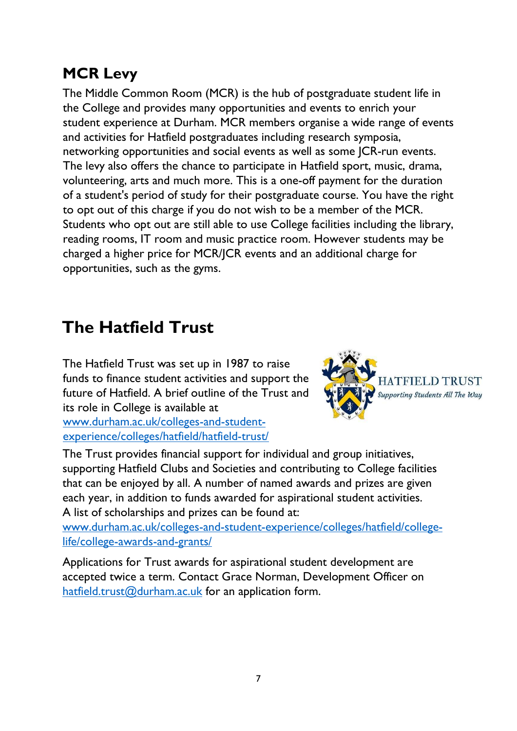## MCR Levy

The Middle Common Room (MCR) is the hub of postgraduate student life in the College and provides many opportunities and events to enrich your student experience at Durham. MCR members organise a wide range of events and activities for Hatfield postgraduates including research symposia, networking opportunities and social events as well as some JCR-run events. The levy also offers the chance to participate in Hatfield sport, music, drama, volunteering, arts and much more. This is a one-off payment for the duration of a student's period of study for their postgraduate course. You have the right to opt out of this charge if you do not wish to be a member of the MCR. Students who opt out are still able to use College facilities including the library, reading rooms, IT room and music practice room. However students may be charged a higher price for MCR/JCR events and an additional charge for opportunities, such as the gyms.

# The Hatfield Trust

The Hatfield Trust was set up in 1987 to raise funds to finance student activities and support the future of Hatfield. A brief outline of the Trust and its role in College is available at [www.durham.ac.uk/colleges-and-student-experience/colleges/hatfield/hatfield-trust/](www.durham.ac.uk/colleges-and-student-experience/colleges/hatfield/hatfield-trust/)

HATFIELD TRUST
*Supporting Students All The Way*

The Trust provides financial support for individual and group initiatives, supporting Hatfield Clubs and Societies and contributing to College facilities that can be enjoyed by all. A number of named awards and prizes are given each year, in addition to funds awarded for aspirational student activities. A list of scholarships and prizes can be found at: [www.durham.ac.uk/colleges-and-student-experience/colleges/hatfield/college-life/college-awards-and-grants/](www.durham.ac.uk/colleges-and-student-experience/colleges/hatfield/college-life/college-awards-and-grants/)

Applications for Trust awards for aspirational student development are accepted twice a term. Contact Grace Norman, Development Officer on [hatfield.trust@durham.ac.uk](mailto:hatfield.trust@durham.ac.uk) for an application form.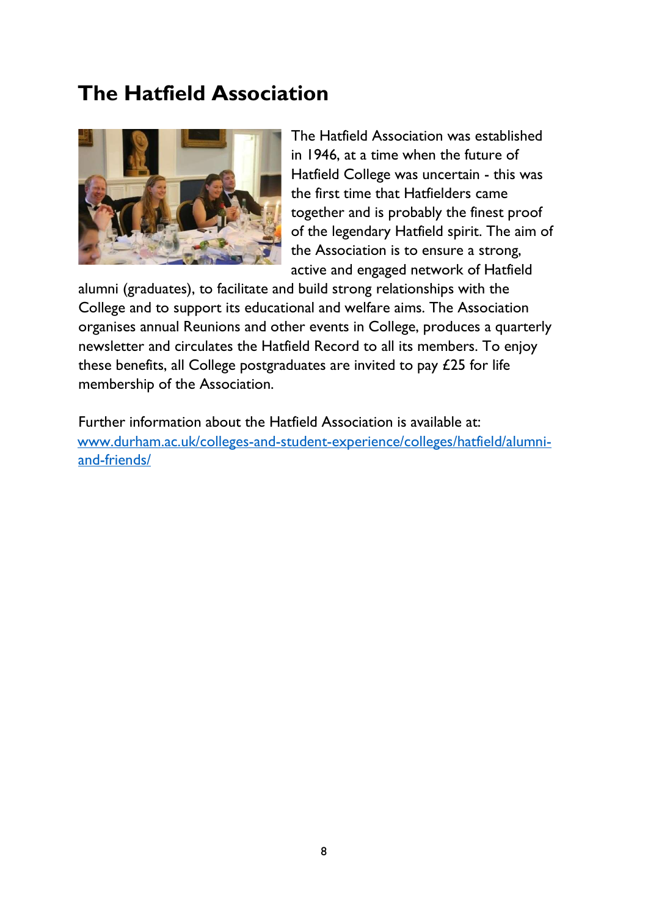# The Hatfield Association

The Hatfield Association was established in 1946, at a time when the future of Hatfield College was uncertain - this was the first time that Hatfielders came together and is probably the finest proof of the legendary Hatfield spirit. The aim of the Association is to ensure a strong, active and engaged network of Hatfield alumni (graduates), to facilitate and build strong relationships with the College and to support its educational and welfare aims. The Association organises annual Reunions and other events in College, produces a quarterly newsletter and circulates the Hatfield Record to all its members. To enjoy these benefits, all College postgraduates are invited to pay £25 for life membership of the Association.

Further information about the Hatfield Association is available at: [www.durham.ac.uk/colleges-and-student-experience/colleges/hatfield/alumni-and-friends/](http://www.durham.ac.uk/colleges-and-student-experience/colleges/hatfield/alumni-and-friends/)